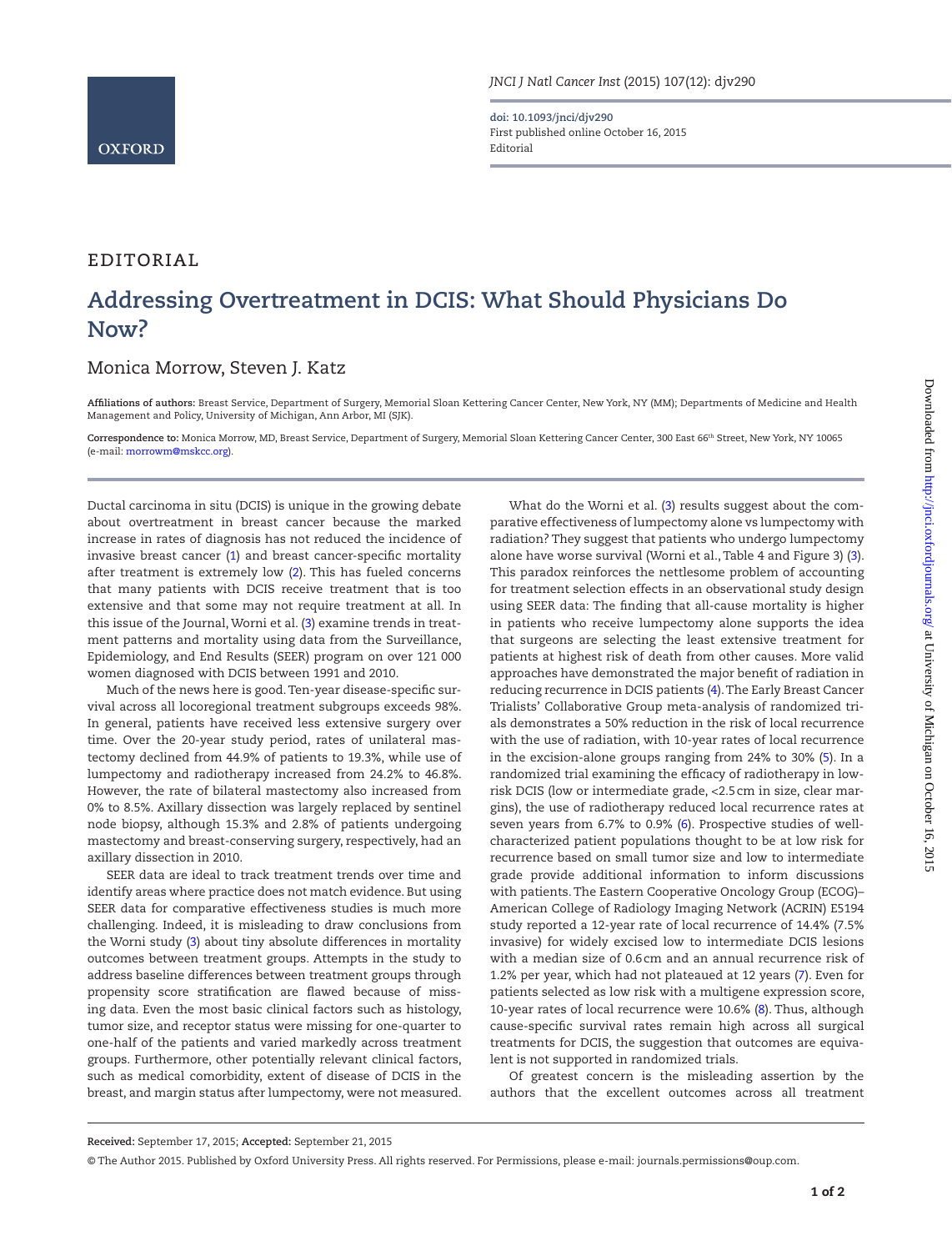EDITORIAL

# Addressing Overtreatment in DCIS: What Should Physicians Do Now?

Monica Morrow, Steven J. Katz

**Affiliations of authors:** Breast Service, Department of Surgery, Memorial Sloan Kettering Cancer Center, New York, NY (MM); Departments of Medicine and Health Management and Policy, University of Michigan, Ann Arbor, MI (SJK).

**Correspondence to:** Monica Morrow, MD, Breast Service, Department of Surgery, Memorial Sloan Kettering Cancer Center, 300 East 66th Street, New York, NY 10065 (e-mail: morrowm@mskcc.org).

Ductal carcinoma in situ (DCIS) is unique in the growing debate about overtreatment in breast cancer because the marked increase in rates of diagnosis has not reduced the incidence of invasive breast cancer (1) and breast cancer-specific mortality after treatment is extremely low (2). This has fueled concerns that many patients with DCIS receive treatment that is too extensive and that some may not require treatment at all. In this issue of the Journal, Worni et al. (3) examine trends in treatment patterns and mortality using data from the Surveillance, Epidemiology, and End Results (SEER) program on over 121 000 women diagnosed with DCIS between 1991 and 2010.

Much of the news here is good. Ten-year disease-specific survival across all locoregional treatment subgroups exceeds 98%. In general, patients have received less extensive surgery over time. Over the 20-year study period, rates of unilateral mastectomy declined from 44.9% of patients to 19.3%, while use of lumpectomy and radiotherapy increased from 24.2% to 46.8%. However, the rate of bilateral mastectomy also increased from 0% to 8.5%. Axillary dissection was largely replaced by sentinel node biopsy, although 15.3% and 2.8% of patients undergoing mastectomy and breast-conserving surgery, respectively, had an axillary dissection in 2010.

SEER data are ideal to track treatment trends over time and identify areas where practice does not match evidence. But using SEER data for comparative effectiveness studies is much more challenging. Indeed, it is misleading to draw conclusions from the Worni study (3) about tiny absolute differences in mortality outcomes between treatment groups. Attempts in the study to address baseline differences between treatment groups through propensity score stratification are flawed because of missing data. Even the most basic clinical factors such as histology, tumor size, and receptor status were missing for one-quarter to one-half of the patients and varied markedly across treatment groups. Furthermore, other potentially relevant clinical factors, such as medical comorbidity, extent of disease of DCIS in the breast, and margin status after lumpectomy, were not measured.

What do the Worni et al. (3) results suggest about the comparative effectiveness of lumpectomy alone vs lumpectomy with radiation? They suggest that patients who undergo lumpectomy alone have worse survival (Worni et al., Table 4 and Figure 3) (3). This paradox reinforces the nettlesome problem of accounting for treatment selection effects in an observational study design using SEER data: The finding that all-cause mortality is higher in patients who receive lumpectomy alone supports the idea that surgeons are selecting the least extensive treatment for patients at highest risk of death from other causes. More valid approaches have demonstrated the major benefit of radiation in reducing recurrence in DCIS patients (4). The Early Breast Cancer Trialists' Collaborative Group meta-analysis of randomized trials demonstrates a 50% reduction in the risk of local recurrence with the use of radiation, with 10-year rates of local recurrence in the excision-alone groups ranging from 24% to 30% (5). In a randomized trial examining the efficacy of radiotherapy in low-risk DCIS (low or intermediate grade, <2.5 cm in size, clear margins), the use of radiotherapy reduced local recurrence rates at seven years from 6.7% to 0.9% (6). Prospective studies of well-characterized patient populations thought to be at low risk for recurrence based on small tumor size and low to intermediate grade provide additional information to inform discussions with patients. The Eastern Cooperative Oncology Group (ECOG)–American College of Radiology Imaging Network (ACRIN) E5194 study reported a 12-year rate of local recurrence of 14.4% (7.5% invasive) for widely excised low to intermediate DCIS lesions with a median size of 0.6 cm and an annual recurrence risk of 1.2% per year, which had not plateaued at 12 years (7). Even for patients selected as low risk with a multigene expression score, 10-year rates of local recurrence were 10.6% (8). Thus, although cause-specific survival rates remain high across all surgical treatments for DCIS, the suggestion that outcomes are equivalent is not supported in randomized trials.

Of greatest concern is the misleading assertion by the authors that the excellent outcomes across all treatment

**Received:** September 17, 2015; **Accepted:** September 21, 2015

© The Author 2015. Published by Oxford University Press. All rights reserved. For Permissions, please e-mail: journals.permissions@oup.com.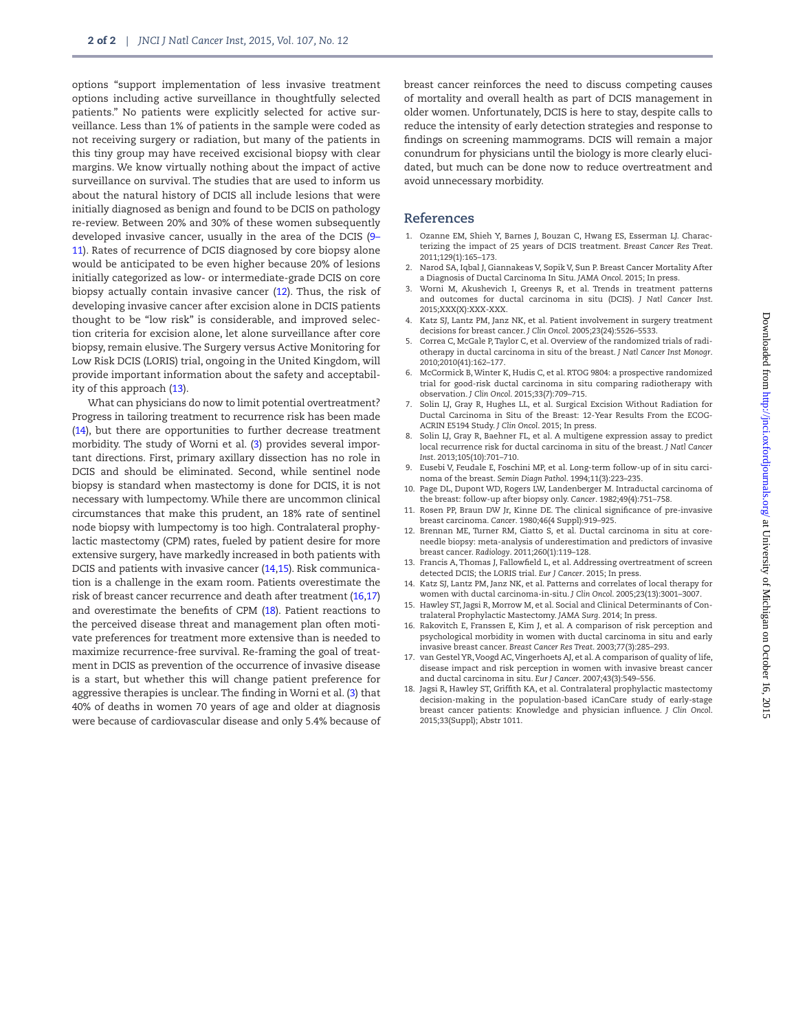options "support implementation of less invasive treatment options including active surveillance in thoughtfully selected patients." No patients were explicitly selected for active surveillance. Less than 1% of patients in the sample were coded as not receiving surgery or radiation, but many of the patients in this tiny group may have received excisional biopsy with clear margins. We know virtually nothing about the impact of active surveillance on survival. The studies that are used to inform us about the natural history of DCIS all include lesions that were initially diagnosed as benign and found to be DCIS on pathology re-review. Between 20% and 30% of these women subsequently developed invasive cancer, usually in the area of the DCIS (9–11). Rates of recurrence of DCIS diagnosed by core biopsy alone would be anticipated to be even higher because 20% of lesions initially categorized as low- or intermediate-grade DCIS on core biopsy actually contain invasive cancer (12). Thus, the risk of developing invasive cancer after excision alone in DCIS patients thought to be "low risk" is considerable, and improved selection criteria for excision alone, let alone surveillance after core biopsy, remain elusive. The Surgery versus Active Monitoring for Low Risk DCIS (LORIS) trial, ongoing in the United Kingdom, will provide important information about the safety and acceptability of this approach (13).

What can physicians do now to limit potential overtreatment? Progress in tailoring treatment to recurrence risk has been made (14), but there are opportunities to further decrease treatment morbidity. The study of Worni et al. (3) provides several important directions. First, primary axillary dissection has no role in DCIS and should be eliminated. Second, while sentinel node biopsy is standard when mastectomy is done for DCIS, it is not necessary with lumpectomy. While there are uncommon clinical circumstances that make this prudent, an 18% rate of sentinel node biopsy with lumpectomy is too high. Contralateral prophylactic mastectomy (CPM) rates, fueled by patient desire for more extensive surgery, have markedly increased in both patients with DCIS and patients with invasive cancer (14,15). Risk communication is a challenge in the exam room. Patients overestimate the risk of breast cancer recurrence and death after treatment (16,17) and overestimate the benefits of CPM (18). Patient reactions to the perceived disease threat and management plan often motivate preferences for treatment more extensive than is needed to maximize recurrence-free survival. Re-framing the goal of treatment in DCIS as prevention of the occurrence of invasive disease is a start, but whether this will change patient preference for aggressive therapies is unclear. The finding in Worni et al. (3) that 40% of deaths in women 70 years of age and older at diagnosis were because of cardiovascular disease and only 5.4% because of breast cancer reinforces the need to discuss competing causes of mortality and overall health as part of DCIS management in older women. Unfortunately, DCIS is here to stay, despite calls to reduce the intensity of early detection strategies and response to findings on screening mammograms. DCIS will remain a major conundrum for physicians until the biology is more clearly elucidated, but much can be done now to reduce overtreatment and avoid unnecessary morbidity.

## References

1. Ozanne EM, Shieh Y, Barnes J, Bouzan C, Hwang ES, Esserman LJ. Characterizing the impact of 25 years of DCIS treatment. *Breast Cancer Res Treat*. 2011;129(1):165–173.
2. Narod SA, Iqbal J, Giannakeas V, Sopik V, Sun P. Breast Cancer Mortality After a Diagnosis of Ductal Carcinoma In Situ. *JAMA Oncol*. 2015; In press.
3. Worni M, Akushevich I, Greenys R, et al. Trends in treatment patterns and outcomes for ductal carcinoma in situ (DCIS). *J Natl Cancer Inst*. 2015;XXX(X):XXX-XXX.
4. Katz SJ, Lantz PM, Janz NK, et al. Patient involvement in surgery treatment decisions for breast cancer. *J Clin Oncol*. 2005;23(24):5526–5533.
5. Correa C, McGale P, Taylor C, et al. Overview of the randomized trials of radiotherapy in ductal carcinoma in situ of the breast. *J Natl Cancer Inst Monogr*. 2010;2010(41):162–177.
6. McCormick B, Winter K, Hudis C, et al. RTOG 9804: a prospective randomized trial for good-risk ductal carcinoma in situ comparing radiotherapy with observation. *J Clin Oncol*. 2015;33(7):709–715.
7. Solin LJ, Gray R, Hughes LL, et al. Surgical Excision Without Radiation for Ductal Carcinoma in Situ of the Breast: 12-Year Results From the ECOG-ACRIN E5194 Study. *J Clin Oncol*. 2015; In press.
8. Solin LJ, Gray R, Baehner FL, et al. A multigene expression assay to predict local recurrence risk for ductal carcinoma in situ of the breast. *J Natl Cancer Inst*. 2013;105(10):701–710.
9. Eusebi V, Feudale E, Foschini MP, et al. Long-term follow-up of in situ carcinoma of the breast. *Semin Diagn Pathol*. 1994;11(3):223–235.
10. Page DL, Dupont WD, Rogers LW, Landenberger M. Intraductal carcinoma of the breast: follow-up after biopsy only. *Cancer*. 1982;49(4):751–758.
11. Rosen PP, Braun DW Jr, Kinne DE. The clinical significance of pre-invasive breast carcinoma. *Cancer*. 1980;46(4 Suppl):919–925.
12. Brennan ME, Turner RM, Ciatto S, et al. Ductal carcinoma in situ at core-needle biopsy: meta-analysis of underestimation and predictors of invasive breast cancer. *Radiology*. 2011;260(1):119–128.
13. Francis A, Thomas J, Fallowfield L, et al. Addressing overtreatment of screen detected DCIS; the LORIS trial. *Eur J Cancer*. 2015; In press.
14. Katz SJ, Lantz PM, Janz NK, et al. Patterns and correlates of local therapy for women with ductal carcinoma-in-situ. *J Clin Oncol*. 2005;23(13):3001–3007.
15. Hawley ST, Jagsi R, Morrow M, et al. Social and Clinical Determinants of Contralateral Prophylactic Mastectomy. *JAMA Surg*. 2014; In press.
16. Rakovitch E, Franssen E, Kim J, et al. A comparison of risk perception and psychological morbidity in women with ductal carcinoma in situ and early invasive breast cancer. *Breast Cancer Res Treat*. 2003;77(3):285–293.
17. van Gestel YR, Voogd AC, Vingerhoets AJ, et al. A comparison of quality of life, disease impact and risk perception in women with invasive breast cancer and ductal carcinoma in situ. *Eur J Cancer*. 2007;43(3):549–556.
18. Jagsi R, Hawley ST, Griffith KA, et al. Contralateral prophylactic mastectomy decision-making in the population-based iCanCare study of early-stage breast cancer patients: Knowledge and physician influence. *J Clin Oncol*. 2015;33(Suppl); Abstr 1011.